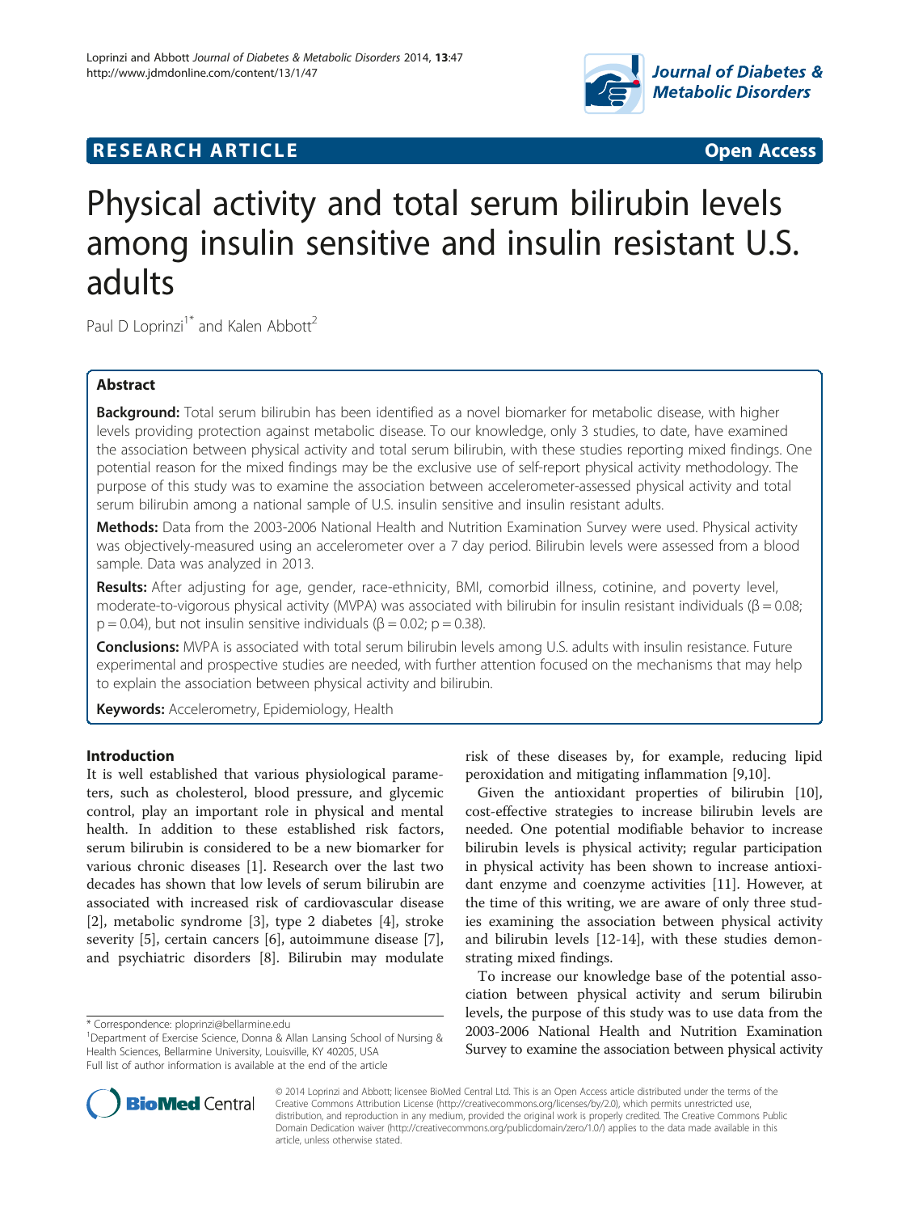**RESEARCH ARTICLE** **Open Access**

# Physical activity and total serum bilirubin levels among insulin sensitive and insulin resistant U.S. adults

Paul D Loprinzi[1*] and Kalen Abbott[2]

## Abstract

**Background:** Total serum bilirubin has been identified as a novel biomarker for metabolic disease, with higher levels providing protection against metabolic disease. To our knowledge, only 3 studies, to date, have examined the association between physical activity and total serum bilirubin, with these studies reporting mixed findings. One potential reason for the mixed findings may be the exclusive use of self-report physical activity methodology. The purpose of this study was to examine the association between accelerometer-assessed physical activity and total serum bilirubin among a national sample of U.S. insulin sensitive and insulin resistant adults.

**Methods:** Data from the 2003-2006 National Health and Nutrition Examination Survey were used. Physical activity was objectively-measured using an accelerometer over a 7 day period. Bilirubin levels were assessed from a blood sample. Data was analyzed in 2013.

**Results:** After adjusting for age, gender, race-ethnicity, BMI, comorbid illness, cotinine, and poverty level, moderate-to-vigorous physical activity (MVPA) was associated with bilirubin for insulin resistant individuals ($\beta = 0.08$; $p = 0.04$), but not insulin sensitive individuals ($\beta = 0.02$; $p = 0.38$).

**Conclusions:** MVPA is associated with total serum bilirubin levels among U.S. adults with insulin resistance. Future experimental and prospective studies are needed, with further attention focused on the mechanisms that may help to explain the association between physical activity and bilirubin.

**Keywords:** Accelerometry, Epidemiology, Health

## Introduction

It is well established that various physiological parameters, such as cholesterol, blood pressure, and glycemic control, play an important role in physical and mental health. In addition to these established risk factors, serum bilirubin is considered to be a new biomarker for various chronic diseases [1]. Research over the last two decades has shown that low levels of serum bilirubin are associated with increased risk of cardiovascular disease [2], metabolic syndrome [3], type 2 diabetes [4], stroke severity [5], certain cancers [6], autoimmune disease [7], and psychiatric disorders [8]. Bilirubin may modulate risk of these diseases by, for example, reducing lipid peroxidation and mitigating inflammation [9,10].

Given the antioxidant properties of bilirubin [10], cost-effective strategies to increase bilirubin levels are needed. One potential modifiable behavior to increase bilirubin levels is physical activity; regular participation in physical activity has been shown to increase antioxidant enzyme and coenzyme activities [11]. However, at the time of this writing, we are aware of only three studies examining the association between physical activity and bilirubin levels [12-14], with these studies demonstrating mixed findings.

To increase our knowledge base of the potential association between physical activity and serum bilirubin levels, the purpose of this study was to use data from the 2003-2006 National Health and Nutrition Examination Survey to examine the association between physical activity

\* Correspondence: ploprinzi@bellarmine.edu
[1]Department of Exercise Science, Donna & Allan Lansing School of Nursing & Health Sciences, Bellarmine University, Louisville, KY 40205, USA
Full list of author information is available at the end of the article

© 2014 Loprinzi and Abbott; licensee BioMed Central Ltd. This is an Open Access article distributed under the terms of the Creative Commons Attribution License (http://creativecommons.org/licenses/by/2.0), which permits unrestricted use, distribution, and reproduction in any medium, provided the original work is properly credited. The Creative Commons Public Domain Dedication waiver (http://creativecommons.org/publicdomain/zero/1.0/) applies to the data made available in this article, unless otherwise stated.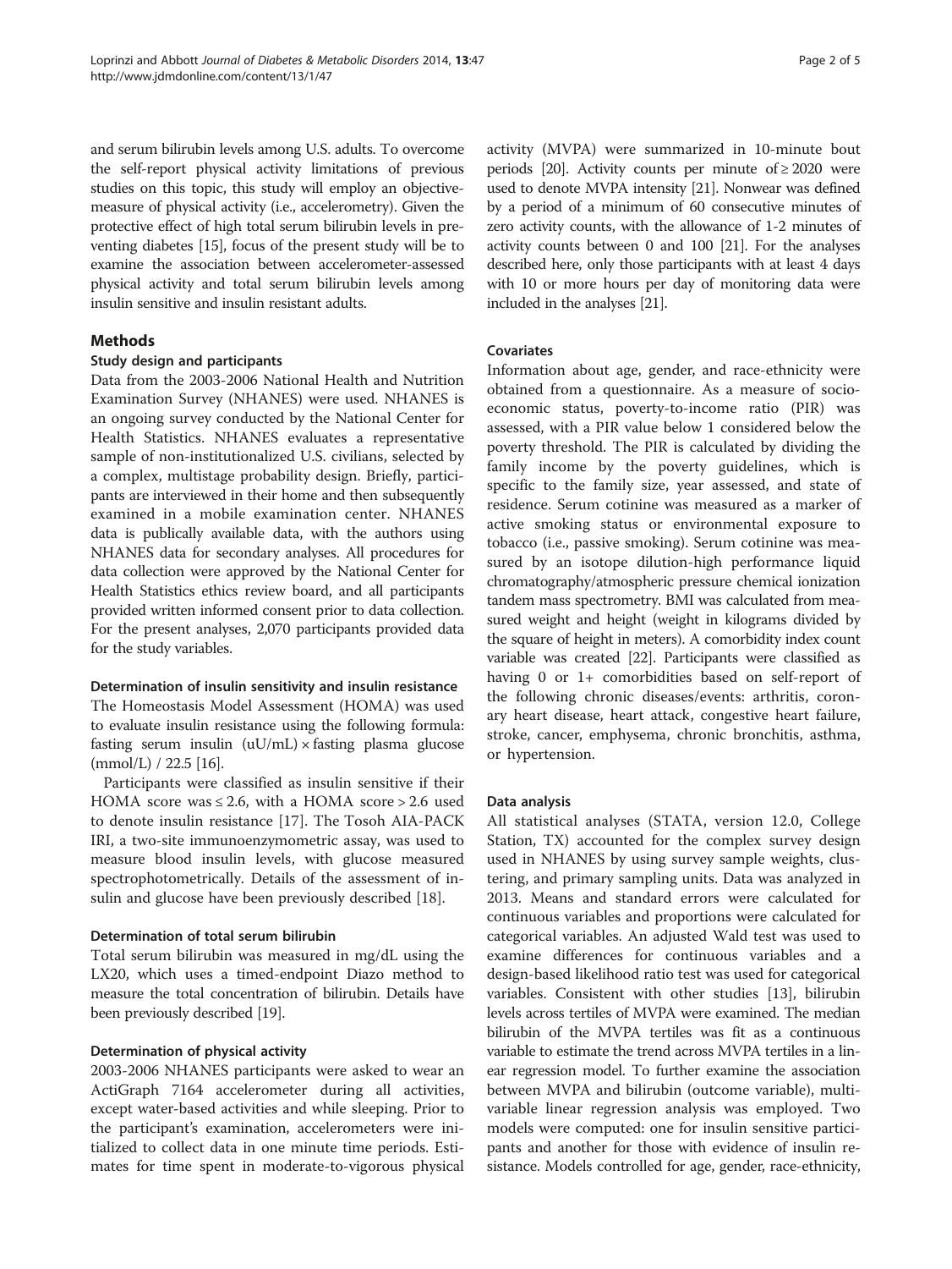and serum bilirubin levels among U.S. adults. To overcome the self-report physical activity limitations of previous studies on this topic, this study will employ an objective-measure of physical activity (i.e., accelerometry). Given the protective effect of high total serum bilirubin levels in preventing diabetes [15], focus of the present study will be to examine the association between accelerometer-assessed physical activity and total serum bilirubin levels among insulin sensitive and insulin resistant adults.

## Methods

### Study design and participants

Data from the 2003-2006 National Health and Nutrition Examination Survey (NHANES) were used. NHANES is an ongoing survey conducted by the National Center for Health Statistics. NHANES evaluates a representative sample of non-institutionalized U.S. civilians, selected by a complex, multistage probability design. Briefly, participants are interviewed in their home and then subsequently examined in a mobile examination center. NHANES data is publically available data, with the authors using NHANES data for secondary analyses. All procedures for data collection were approved by the National Center for Health Statistics ethics review board, and all participants provided written informed consent prior to data collection. For the present analyses, 2,070 participants provided data for the study variables.

#### Determination of insulin sensitivity and insulin resistance

The Homeostasis Model Assessment (HOMA) was used to evaluate insulin resistance using the following formula: fasting serum insulin (uU/mL) × fasting plasma glucose (mmol/L) / 22.5 [16].

Participants were classified as insulin sensitive if their HOMA score was ≤ 2.6, with a HOMA score > 2.6 used to denote insulin resistance [17]. The Tosoh AIA-PACK IRI, a two-site immunoenzymometric assay, was used to measure blood insulin levels, with glucose measured spectrophotometrically. Details of the assessment of insulin and glucose have been previously described [18].

#### Determination of total serum bilirubin

Total serum bilirubin was measured in mg/dL using the LX20, which uses a timed-endpoint Diazo method to measure the total concentration of bilirubin. Details have been previously described [19].

#### Determination of physical activity

2003-2006 NHANES participants were asked to wear an ActiGraph 7164 accelerometer during all activities, except water-based activities and while sleeping. Prior to the participant's examination, accelerometers were initialized to collect data in one minute time periods. Estimates for time spent in moderate-to-vigorous physical activity (MVPA) were summarized in 10-minute bout periods [20]. Activity counts per minute of ≥ 2020 were used to denote MVPA intensity [21]. Nonwear was defined by a period of a minimum of 60 consecutive minutes of zero activity counts, with the allowance of 1-2 minutes of activity counts between 0 and 100 [21]. For the analyses described here, only those participants with at least 4 days with 10 or more hours per day of monitoring data were included in the analyses [21].

#### Covariates

Information about age, gender, and race-ethnicity were obtained from a questionnaire. As a measure of socioeconomic status, poverty-to-income ratio (PIR) was assessed, with a PIR value below 1 considered below the poverty threshold. The PIR is calculated by dividing the family income by the poverty guidelines, which is specific to the family size, year assessed, and state of residence. Serum cotinine was measured as a marker of active smoking status or environmental exposure to tobacco (i.e., passive smoking). Serum cotinine was measured by an isotope dilution-high performance liquid chromatography/atmospheric pressure chemical ionization tandem mass spectrometry. BMI was calculated from measured weight and height (weight in kilograms divided by the square of height in meters). A comorbidity index count variable was created [22]. Participants were classified as having 0 or 1+ comorbidities based on self-report of the following chronic diseases/events: arthritis, coronary heart disease, heart attack, congestive heart failure, stroke, cancer, emphysema, chronic bronchitis, asthma, or hypertension.

#### Data analysis

All statistical analyses (STATA, version 12.0, College Station, TX) accounted for the complex survey design used in NHANES by using survey sample weights, clustering, and primary sampling units. Data was analyzed in 2013. Means and standard errors were calculated for continuous variables and proportions were calculated for categorical variables. An adjusted Wald test was used to examine differences for continuous variables and a design-based likelihood ratio test was used for categorical variables. Consistent with other studies [13], bilirubin levels across tertiles of MVPA were examined. The median bilirubin of the MVPA tertiles was fit as a continuous variable to estimate the trend across MVPA tertiles in a linear regression model. To further examine the association between MVPA and bilirubin (outcome variable), multivariable linear regression analysis was employed. Two models were computed: one for insulin sensitive participants and another for those with evidence of insulin resistance. Models controlled for age, gender, race-ethnicity,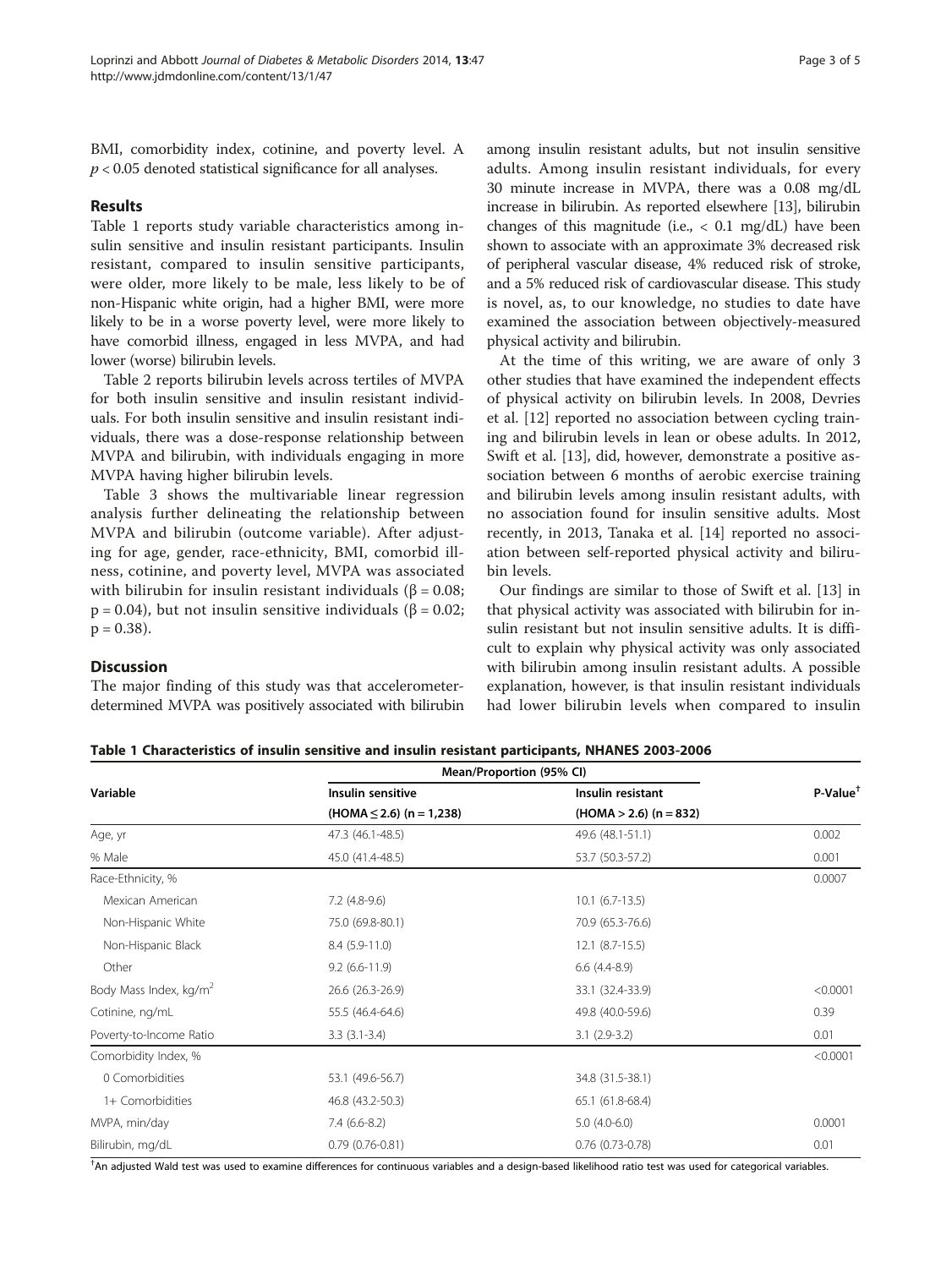BMI, comorbidity index, cotinine, and poverty level. A $p < 0.05$ denoted statistical significance for all analyses.

## Results

Table 1 reports study variable characteristics among insulin sensitive and insulin resistant participants. Insulin resistant, compared to insulin sensitive participants, were older, more likely to be male, less likely to be of non-Hispanic white origin, had a higher BMI, were more likely to be in a worse poverty level, were more likely to have comorbid illness, engaged in less MVPA, and had lower (worse) bilirubin levels.

Table 2 reports bilirubin levels across tertiles of MVPA for both insulin sensitive and insulin resistant individuals. For both insulin sensitive and insulin resistant individuals, there was a dose-response relationship between MVPA and bilirubin, with individuals engaging in more MVPA having higher bilirubin levels.

Table 3 shows the multivariable linear regression analysis further delineating the relationship between MVPA and bilirubin (outcome variable). After adjusting for age, gender, race-ethnicity, BMI, comorbid illness, cotinine, and poverty level, MVPA was associated with bilirubin for insulin resistant individuals ($\beta = 0.08$; $p = 0.04$), but not insulin sensitive individuals ($\beta = 0.02$; $p = 0.38$).

## Discussion

The major finding of this study was that accelerometer-determined MVPA was positively associated with bilirubin among insulin resistant adults, but not insulin sensitive adults. Among insulin resistant individuals, for every 30 minute increase in MVPA, there was a 0.08 mg/dL increase in bilirubin. As reported elsewhere [13], bilirubin changes of this magnitude (i.e., < 0.1 mg/dL) have been shown to associate with an approximate 3% decreased risk of peripheral vascular disease, 4% reduced risk of stroke, and a 5% reduced risk of cardiovascular disease. This study is novel, as, to our knowledge, no studies to date have examined the association between objectively-measured physical activity and bilirubin.

At the time of this writing, we are aware of only 3 other studies that have examined the independent effects of physical activity on bilirubin levels. In 2008, Devries et al. [12] reported no association between cycling training and bilirubin levels in lean or obese adults. In 2012, Swift et al. [13], did, however, demonstrate a positive association between 6 months of aerobic exercise training and bilirubin levels among insulin resistant adults, with no association found for insulin sensitive adults. Most recently, in 2013, Tanaka et al. [14] reported no association between self-reported physical activity and bilirubin levels.

Our findings are similar to those of Swift et al. [13] in that physical activity was associated with bilirubin for insulin resistant but not insulin sensitive adults. It is difficult to explain why physical activity was only associated with bilirubin among insulin resistant adults. A possible explanation, however, is that insulin resistant individuals had lower bilirubin levels when compared to insulin

**Table 1 Characteristics of insulin sensitive and insulin resistant participants, NHANES 2003-2006**

| Variable | Mean/Proportion (95% CI) | | P-Value[†] |
|---|---|---|---|
| | Insulin sensitive (HOMA ≤ 2.6) (n = 1,238) | Insulin resistant (HOMA > 2.6) (n = 832) | |
| Age, yr | 47.3 (46.1-48.5) | 49.6 (48.1-51.1) | 0.002 |
| % Male | 45.0 (41.4-48.5) | 53.7 (50.3-57.2) | 0.001 |
| Race-Ethnicity, % | | | 0.0007 |
| Mexican American | 7.2 (4.8-9.6) | 10.1 (6.7-13.5) | |
| Non-Hispanic White | 75.0 (69.8-80.1) | 70.9 (65.3-76.6) | |
| Non-Hispanic Black | 8.4 (5.9-11.0) | 12.1 (8.7-15.5) | |
| Other | 9.2 (6.6-11.9) | 6.6 (4.4-8.9) | |
| Body Mass Index, kg/m$^2$ | 26.6 (26.3-26.9) | 33.1 (32.4-33.9) | <0.0001 |
| Cotinine, ng/mL | 55.5 (46.4-64.6) | 49.8 (40.0-59.6) | 0.39 |
| Poverty-to-Income Ratio | 3.3 (3.1-3.4) | 3.1 (2.9-3.2) | 0.01 |
| Comorbidity Index, % | | | <0.0001 |
| 0 Comorbidities | 53.1 (49.6-56.7) | 34.8 (31.5-38.1) | |
| 1+ Comorbidities | 46.8 (43.2-50.3) | 65.1 (61.8-68.4) | |
| MVPA, min/day | 7.4 (6.6-8.2) | 5.0 (4.0-6.0) | 0.0001 |
| Bilirubin, mg/dL | 0.79 (0.76-0.81) | 0.76 (0.73-0.78) | 0.01 |

[†]An adjusted Wald test was used to examine differences for continuous variables and a design-based likelihood ratio test was used for categorical variables.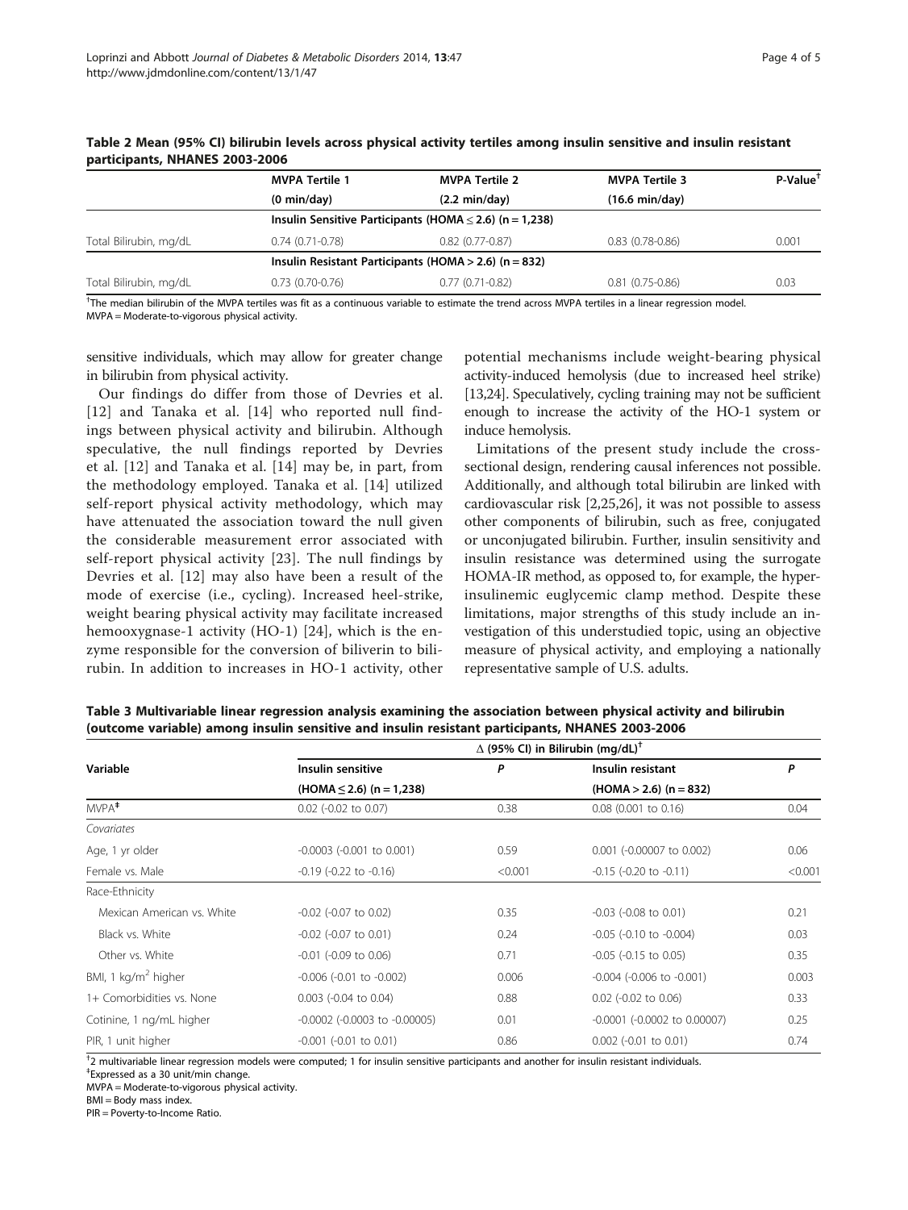**Table 2 Mean (95% CI) bilirubin levels across physical activity tertiles among insulin sensitive and insulin resistant participants, NHANES 2003-2006**

| | MVPA Tertile 1 (0 min/day) | MVPA Tertile 2 (2.2 min/day) | MVPA Tertile 3 (16.6 min/day) | P-Value[†] |
|---|---|---|---|---|
| | Insulin Sensitive Participants (HOMA ≤ 2.6) (n = 1,238) | | | |
| Total Bilirubin, mg/dL | 0.74 (0.71-0.78) | 0.82 (0.77-0.87) | 0.83 (0.78-0.86) | 0.001 |
| | Insulin Resistant Participants (HOMA > 2.6) (n = 832) | | | |
| Total Bilirubin, mg/dL | 0.73 (0.70-0.76) | 0.77 (0.71-0.82) | 0.81 (0.75-0.86) | 0.03 |

[†]The median bilirubin of the MVPA tertiles was fit as a continuous variable to estimate the trend across MVPA tertiles in a linear regression model.
MVPA = Moderate-to-vigorous physical activity.

sensitive individuals, which may allow for greater change in bilirubin from physical activity.

Our findings do differ from those of Devries et al. [12] and Tanaka et al. [14] who reported null findings between physical activity and bilirubin. Although speculative, the null findings reported by Devries et al. [12] and Tanaka et al. [14] may be, in part, from the methodology employed. Tanaka et al. [14] utilized self-report physical activity methodology, which may have attenuated the association toward the null given the considerable measurement error associated with self-report physical activity [23]. The null findings by Devries et al. [12] may also have been a result of the mode of exercise (i.e., cycling). Increased heel-strike, weight bearing physical activity may facilitate increased hemooxygnase-1 activity (HO-1) [24], which is the enzyme responsible for the conversion of biliverin to bilirubin. In addition to increases in HO-1 activity, other potential mechanisms include weight-bearing physical activity-induced hemolysis (due to increased heel strike) [13,24]. Speculatively, cycling training may not be sufficient enough to increase the activity of the HO-1 system or induce hemolysis.

Limitations of the present study include the cross-sectional design, rendering causal inferences not possible. Additionally, and although total bilirubin are linked with cardiovascular risk [2,25,26], it was not possible to assess other components of bilirubin, such as free, conjugated or unconjugated bilirubin. Further, insulin sensitivity and insulin resistance was determined using the surrogate HOMA-IR method, as opposed to, for example, the hyperinsulinemic euglycemic clamp method. Despite these limitations, major strengths of this study include an investigation of this understudied topic, using an objective measure of physical activity, and employing a nationally representative sample of U.S. adults.

**Table 3 Multivariable linear regression analysis examining the association between physical activity and bilirubin (outcome variable) among insulin sensitive and insulin resistant participants, NHANES 2003-2006**

| Variable | Δ (95% CI) in Bilirubin (mg/dL)[†] Insulin sensitive (HOMA ≤ 2.6) (n = 1,238) | P | Insulin resistant (HOMA > 2.6) (n = 832) | P |
|---|---|---|---|---|
| MVPA[‡] | 0.02 (-0.02 to 0.07) | 0.38 | 0.08 (0.001 to 0.16) | 0.04 |
| *Covariates* | | | | |
| Age, 1 yr older | -0.0003 (-0.001 to 0.001) | 0.59 | 0.001 (-0.00007 to 0.002) | 0.06 |
| Female vs. Male | -0.19 (-0.22 to -0.16) | <0.001 | -0.15 (-0.20 to -0.11) | <0.001 |
| Race-Ethnicity | | | | |
| Mexican American vs. White | -0.02 (-0.07 to 0.02) | 0.35 | -0.03 (-0.08 to 0.01) | 0.21 |
| Black vs. White | -0.02 (-0.07 to 0.01) | 0.24 | -0.05 (-0.10 to -0.004) | 0.03 |
| Other vs. White | -0.01 (-0.09 to 0.06) | 0.71 | -0.05 (-0.15 to 0.05) | 0.35 |
| BMI, 1 kg/m$^2$ higher | -0.006 (-0.01 to -0.002) | 0.006 | -0.004 (-0.006 to -0.001) | 0.003 |
| 1+ Comorbidities vs. None | 0.003 (-0.04 to 0.04) | 0.88 | 0.02 (-0.02 to 0.06) | 0.33 |
| Cotinine, 1 ng/mL higher | -0.0002 (-0.0003 to -0.00005) | 0.01 | -0.0001 (-0.0002 to 0.00007) | 0.25 |
| PIR, 1 unit higher | -0.001 (-0.01 to 0.01) | 0.86 | 0.002 (-0.01 to 0.01) | 0.74 |

[†]2 multivariable linear regression models were computed; 1 for insulin sensitive participants and another for insulin resistant individuals.
[‡]Expressed as a 30 unit/min change.
MVPA = Moderate-to-vigorous physical activity.
BMI = Body mass index.
PIR = Poverty-to-Income Ratio.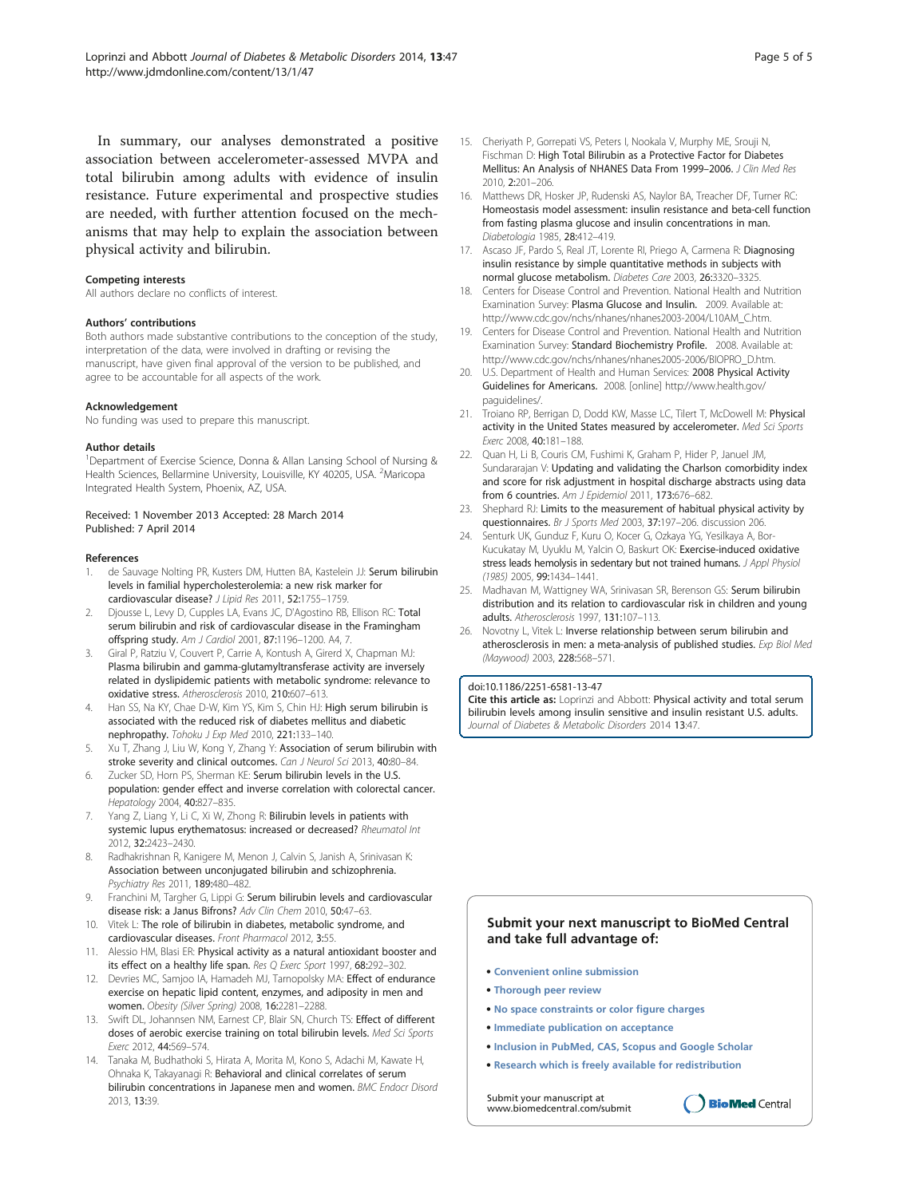In summary, our analyses demonstrated a positive association between accelerometer-assessed MVPA and total bilirubin among adults with evidence of insulin resistance. Future experimental and prospective studies are needed, with further attention focused on the mechanisms that may help to explain the association between physical activity and bilirubin.

#### Competing interests

All authors declare no conflicts of interest.

#### Authors' contributions

Both authors made substantive contributions to the conception of the study, interpretation of the data, were involved in drafting or revising the manuscript, have given final approval of the version to be published, and agree to be accountable for all aspects of the work.

#### Acknowledgement

No funding was used to prepare this manuscript.

#### Author details

[1]Department of Exercise Science, Donna & Allan Lansing School of Nursing & Health Sciences, Bellarmine University, Louisville, KY 40205, USA. [2]Maricopa Integrated Health System, Phoenix, AZ, USA.

Received: 1 November 2013 Accepted: 28 March 2014
Published: 7 April 2014

#### References

1. de Sauvage Nolting PR, Kusters DM, Hutten BA, Kastelein JJ: **Serum bilirubin levels in familial hypercholesterolemia: a new risk marker for cardiovascular disease?** *J Lipid Res* 2011, **52**:1755–1759.
2. Djousse L, Levy D, Cupples LA, Evans JC, D'Agostino RB, Ellison RC: **Total serum bilirubin and risk of cardiovascular disease in the Framingham offspring study.** *Am J Cardiol* 2001, **87**:1196–1200. A4, 7.
3. Giral P, Ratziu V, Couvert P, Carrie A, Kontush A, Girerd X, Chapman MJ: **Plasma bilirubin and gamma-glutamyltransferase activity are inversely related in dyslipidemic patients with metabolic syndrome: relevance to oxidative stress.** *Atherosclerosis* 2010, **210**:607–613.
4. Han SS, Na KY, Chae D-W, Kim YS, Kim S, Chin HJ: **High serum bilirubin is associated with the reduced risk of diabetes mellitus and diabetic nephropathy.** *Tohoku J Exp Med* 2010, **221**:133–140.
5. Xu T, Zhang J, Liu W, Kong Y, Zhang Y: **Association of serum bilirubin with stroke severity and clinical outcomes.** *Can J Neurol Sci* 2013, **40**:80–84.
6. Zucker SD, Horn PS, Sherman KE: **Serum bilirubin levels in the U.S. population: gender effect and inverse correlation with colorectal cancer.** *Hepatology* 2004, **40**:827–835.
7. Yang Z, Liang Y, Li C, Xi W, Zhong R: **Bilirubin levels in patients with systemic lupus erythematosus: increased or decreased?** *Rheumatol Int* 2012, **32**:2423–2430.
8. Radhakrishnan R, Kanigere M, Menon J, Calvin S, Janish A, Srinivasan K: **Association between unconjugated bilirubin and schizophrenia.** *Psychiatry Res* 2011, **189**:480–482.
9. Franchini M, Targher G, Lippi G: **Serum bilirubin levels and cardiovascular disease risk: a Janus Bifrons?** *Adv Clin Chem* 2010, **50**:47–63.
10. Vitek L: **The role of bilirubin in diabetes, metabolic syndrome, and cardiovascular diseases.** *Front Pharmacol* 2012, **3**:55.
11. Alessio HM, Blasi ER: **Physical activity as a natural antioxidant booster and its effect on a healthy life span.** *Res Q Exerc Sport* 1997, **68**:292–302.
12. Devries MC, Samjoo IA, Hamadeh MJ, Tarnopolsky MA: **Effect of endurance exercise on hepatic lipid content, enzymes, and adiposity in men and women.** *Obesity (Silver Spring)* 2008, **16**:2281–2288.
13. Swift DL, Johannsen NM, Earnest CP, Blair SN, Church TS: **Effect of different doses of aerobic exercise training on total bilirubin levels.** *Med Sci Sports Exerc* 2012, **44**:569–574.
14. Tanaka M, Budhathoki S, Hirata A, Morita M, Kono S, Adachi M, Kawate H, Ohnaka K, Takayanagi R: **Behavioral and clinical correlates of serum bilirubin concentrations in Japanese men and women.** *BMC Endocr Disord* 2013, **13**:39.
15. Cheriyath P, Gorrepati VS, Peters I, Nookala V, Murphy ME, Srouji N, Fischman D: **High Total Bilirubin as a Protective Factor for Diabetes Mellitus: An Analysis of NHANES Data From 1999–2006.** *J Clin Med Res* 2010, **2**:201–206.
16. Matthews DR, Hosker JP, Rudenski AS, Naylor BA, Treacher DF, Turner RC: **Homeostasis model assessment: insulin resistance and beta-cell function from fasting plasma glucose and insulin concentrations in man.** *Diabetologia* 1985, **28**:412–419.
17. Ascaso JF, Pardo S, Real JT, Lorente RI, Priego A, Carmena R: **Diagnosing insulin resistance by simple quantitative methods in subjects with normal glucose metabolism.** *Diabetes Care* 2003, **26**:3320–3325.
18. Centers for Disease Control and Prevention. National Health and Nutrition Examination Survey: **Plasma Glucose and Insulin.** 2009. Available at: http://www.cdc.gov/nchs/nhanes/nhanes2003-2004/L10AM_C.htm.
19. Centers for Disease Control and Prevention. National Health and Nutrition Examination Survey: **Standard Biochemistry Profile.** 2008. Available at: http://www.cdc.gov/nchs/nhanes/nhanes2005-2006/BIOPRO_D.htm.
20. U.S. Department of Health and Human Services: **2008 Physical Activity Guidelines for Americans.** 2008. [online] http://www.health.gov/paguidelines/.
21. Troiano RP, Berrigan D, Dodd KW, Masse LC, Tilert T, McDowell M: **Physical activity in the United States measured by accelerometer.** *Med Sci Sports Exerc* 2008, **40**:181–188.
22. Quan H, Li B, Couris CM, Fushimi K, Graham P, Hider P, Januel JM, Sundararajan V: **Updating and validating the Charlson comorbidity index and score for risk adjustment in hospital discharge abstracts using data from 6 countries.** *Am J Epidemiol* 2011, **173**:676–682.
23. Shephard RJ: **Limits to the measurement of habitual physical activity by questionnaires.** *Br J Sports Med* 2003, **37**:197–206. discussion 206.
24. Senturk UK, Gunduz F, Kuru O, Kocer G, Ozkaya YG, Yesilkaya A, Bor-Kucukatay M, Uyuklu M, Yalcin O, Baskurt OK: **Exercise-induced oxidative stress leads hemolysis in sedentary but not trained humans.** *J Appl Physiol (1985)* 2005, **99**:1434–1441.
25. Madhavan M, Wattigney WA, Srinivasan SR, Berenson GS: **Serum bilirubin distribution and its relation to cardiovascular risk in children and young adults.** *Atherosclerosis* 1997, **131**:107–113.
26. Novotny L, Vitek L: **Inverse relationship between serum bilirubin and atherosclerosis in men: a meta-analysis of published studies.** *Exp Biol Med (Maywood)* 2003, **228**:568–571.

doi:10.1186/2251-6581-13-47
**Cite this article as:** Loprinzi and Abbott: Physical activity and total serum bilirubin levels among insulin sensitive and insulin resistant U.S. adults. *Journal of Diabetes & Metabolic Disorders* 2014 **13**:47.

**Submit your next manuscript to BioMed Central and take full advantage of:**

- **Convenient online submission**
- **Thorough peer review**
- **No space constraints or color figure charges**
- **Immediate publication on acceptance**
- **Inclusion in PubMed, CAS, Scopus and Google Scholar**
- **Research which is freely available for redistribution**

Submit your manuscript at www.biomedcentral.com/submit

BioMed Central